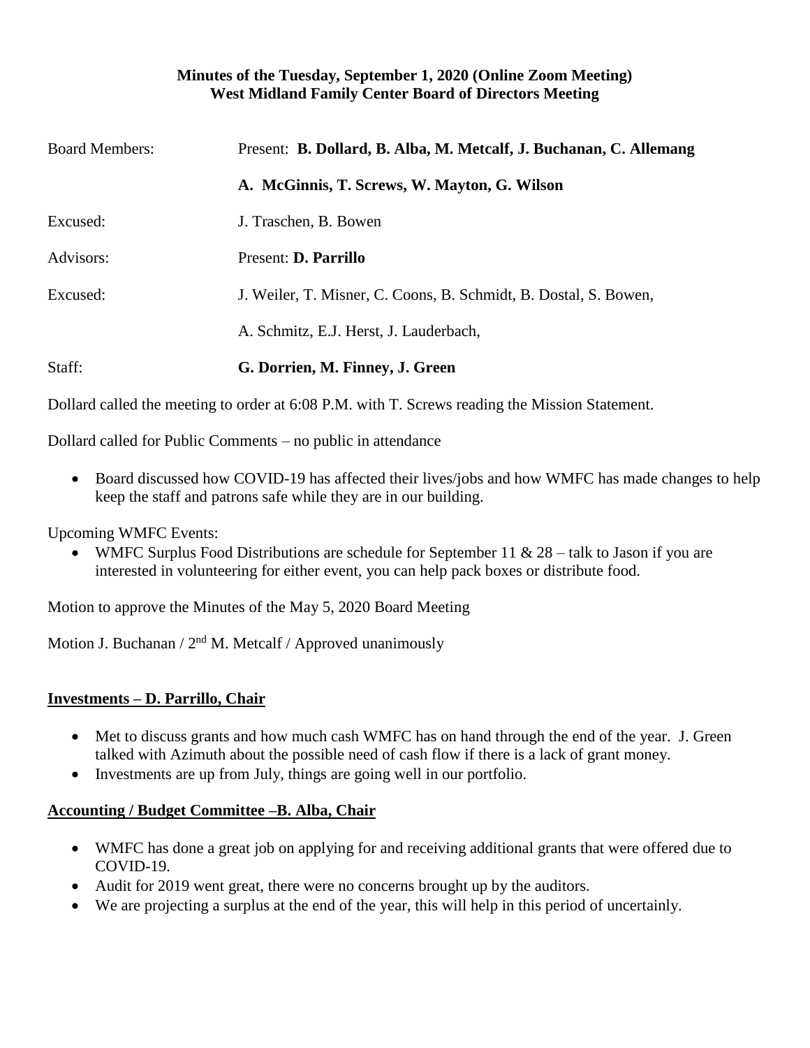**Minutes of the Tuesday, September 1, 2020 (Online Zoom Meeting)**
**West Midland Family Center Board of Directors Meeting**

| | |
|---|---|
| Board Members: | Present: **B. Dollard, B. Alba, M. Metcalf, J. Buchanan, C. Allemang** |
| | **A. McGinnis, T. Screws, W. Mayton, G. Wilson** |
| Excused: | J. Traschen, B. Bowen |
| Advisors: | Present: **D. Parrillo** |
| Excused: | J. Weiler, T. Misner, C. Coons, B. Schmidt, B. Dostal, S. Bowen, |
| | A. Schmitz, E.J. Herst, J. Lauderbach, |
| Staff: | **G. Dorrien, M. Finney, J. Green** |

Dollard called the meeting to order at 6:08 P.M. with T. Screws reading the Mission Statement.

Dollard called for Public Comments – no public in attendance

- Board discussed how COVID-19 has affected their lives/jobs and how WMFC has made changes to help keep the staff and patrons safe while they are in our building.

Upcoming WMFC Events:

- WMFC Surplus Food Distributions are schedule for September 11 & 28 – talk to Jason if you are interested in volunteering for either event, you can help pack boxes or distribute food.

Motion to approve the Minutes of the May 5, 2020 Board Meeting

Motion J. Buchanan / 2nd M. Metcalf / Approved unanimously

**Investments – D. Parrillo, Chair**

- Met to discuss grants and how much cash WMFC has on hand through the end of the year. J. Green talked with Azimuth about the possible need of cash flow if there is a lack of grant money.
- Investments are up from July, things are going well in our portfolio.

**Accounting / Budget Committee –B. Alba, Chair**

- WMFC has done a great job on applying for and receiving additional grants that were offered due to COVID-19.
- Audit for 2019 went great, there were no concerns brought up by the auditors.
- We are projecting a surplus at the end of the year, this will help in this period of uncertainly.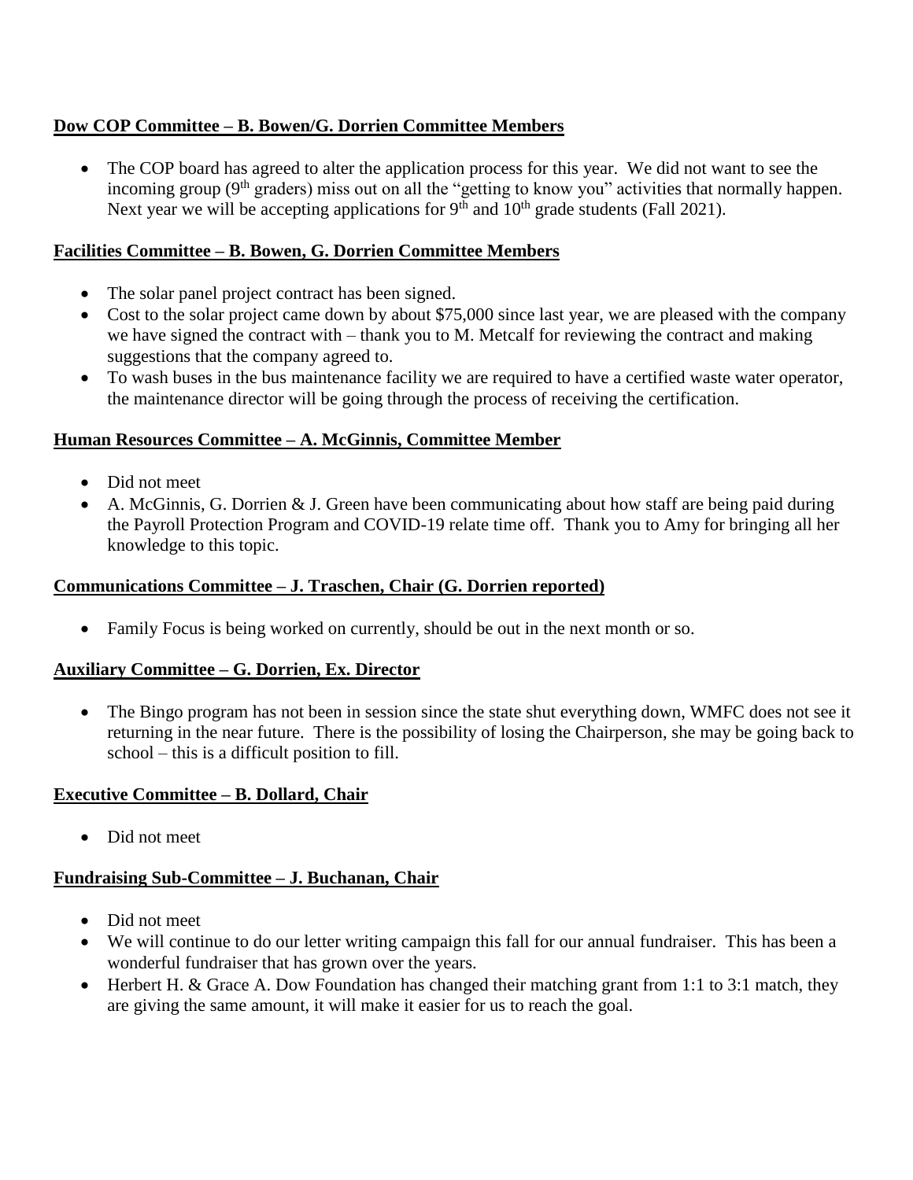**<u>Dow COP Committee – B. Bowen/G. Dorrien Committee Members</u>**

- The COP board has agreed to alter the application process for this year. We did not want to see the incoming group (9th graders) miss out on all the "getting to know you" activities that normally happen. Next year we will be accepting applications for 9th and 10th grade students (Fall 2021).

**<u>Facilities Committee – B. Bowen, G. Dorrien Committee Members</u>**

- The solar panel project contract has been signed.
- Cost to the solar project came down by about $75,000 since last year, we are pleased with the company we have signed the contract with – thank you to M. Metcalf for reviewing the contract and making suggestions that the company agreed to.
- To wash buses in the bus maintenance facility we are required to have a certified waste water operator, the maintenance director will be going through the process of receiving the certification.

**<u>Human Resources Committee – A. McGinnis, Committee Member</u>**

- Did not meet
- A. McGinnis, G. Dorrien & J. Green have been communicating about how staff are being paid during the Payroll Protection Program and COVID-19 relate time off. Thank you to Amy for bringing all her knowledge to this topic.

**<u>Communications Committee – J. Traschen, Chair (G. Dorrien reported)</u>**

- Family Focus is being worked on currently, should be out in the next month or so.

**<u>Auxiliary Committee – G. Dorrien, Ex. Director</u>**

- The Bingo program has not been in session since the state shut everything down, WMFC does not see it returning in the near future. There is the possibility of losing the Chairperson, she may be going back to school – this is a difficult position to fill.

**<u>Executive Committee – B. Dollard, Chair</u>**

- Did not meet

**<u>Fundraising Sub-Committee – J. Buchanan, Chair</u>**

- Did not meet
- We will continue to do our letter writing campaign this fall for our annual fundraiser. This has been a wonderful fundraiser that has grown over the years.
- Herbert H. & Grace A. Dow Foundation has changed their matching grant from 1:1 to 3:1 match, they are giving the same amount, it will make it easier for us to reach the goal.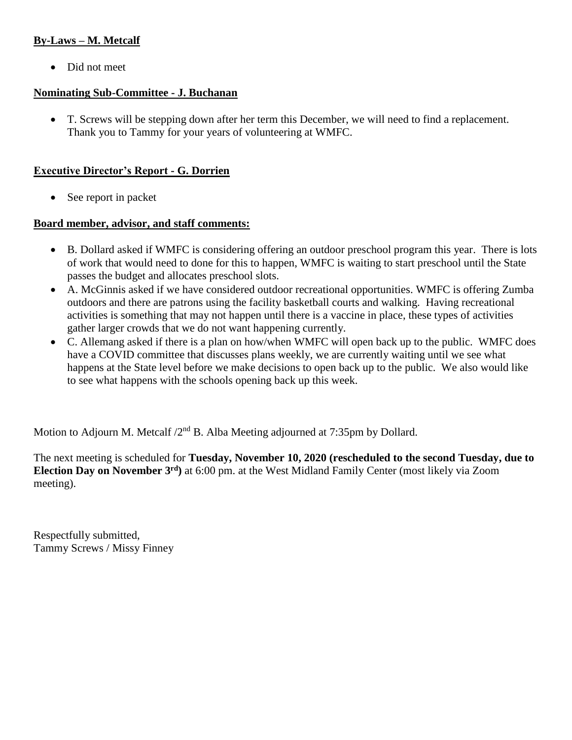**By-Laws – M. Metcalf**

- Did not meet

**Nominating Sub-Committee - J. Buchanan**

- T. Screws will be stepping down after her term this December, we will need to find a replacement. Thank you to Tammy for your years of volunteering at WMFC.

**Executive Director's Report - G. Dorrien**

- See report in packet

**Board member, advisor, and staff comments:**

- B. Dollard asked if WMFC is considering offering an outdoor preschool program this year. There is lots of work that would need to done for this to happen, WMFC is waiting to start preschool until the State passes the budget and allocates preschool slots.
- A. McGinnis asked if we have considered outdoor recreational opportunities. WMFC is offering Zumba outdoors and there are patrons using the facility basketball courts and walking. Having recreational activities is something that may not happen until there is a vaccine in place, these types of activities gather larger crowds that we do not want happening currently.
- C. Allemang asked if there is a plan on how/when WMFC will open back up to the public. WMFC does have a COVID committee that discusses plans weekly, we are currently waiting until we see what happens at the State level before we make decisions to open back up to the public. We also would like to see what happens with the schools opening back up this week.

Motion to Adjourn M. Metcalf /2nd B. Alba Meeting adjourned at 7:35pm by Dollard.

The next meeting is scheduled for **Tuesday, November 10, 2020 (rescheduled to the second Tuesday, due to Election Day on November 3rd)** at 6:00 pm. at the West Midland Family Center (most likely via Zoom meeting).

Respectfully submitted,
Tammy Screws / Missy Finney